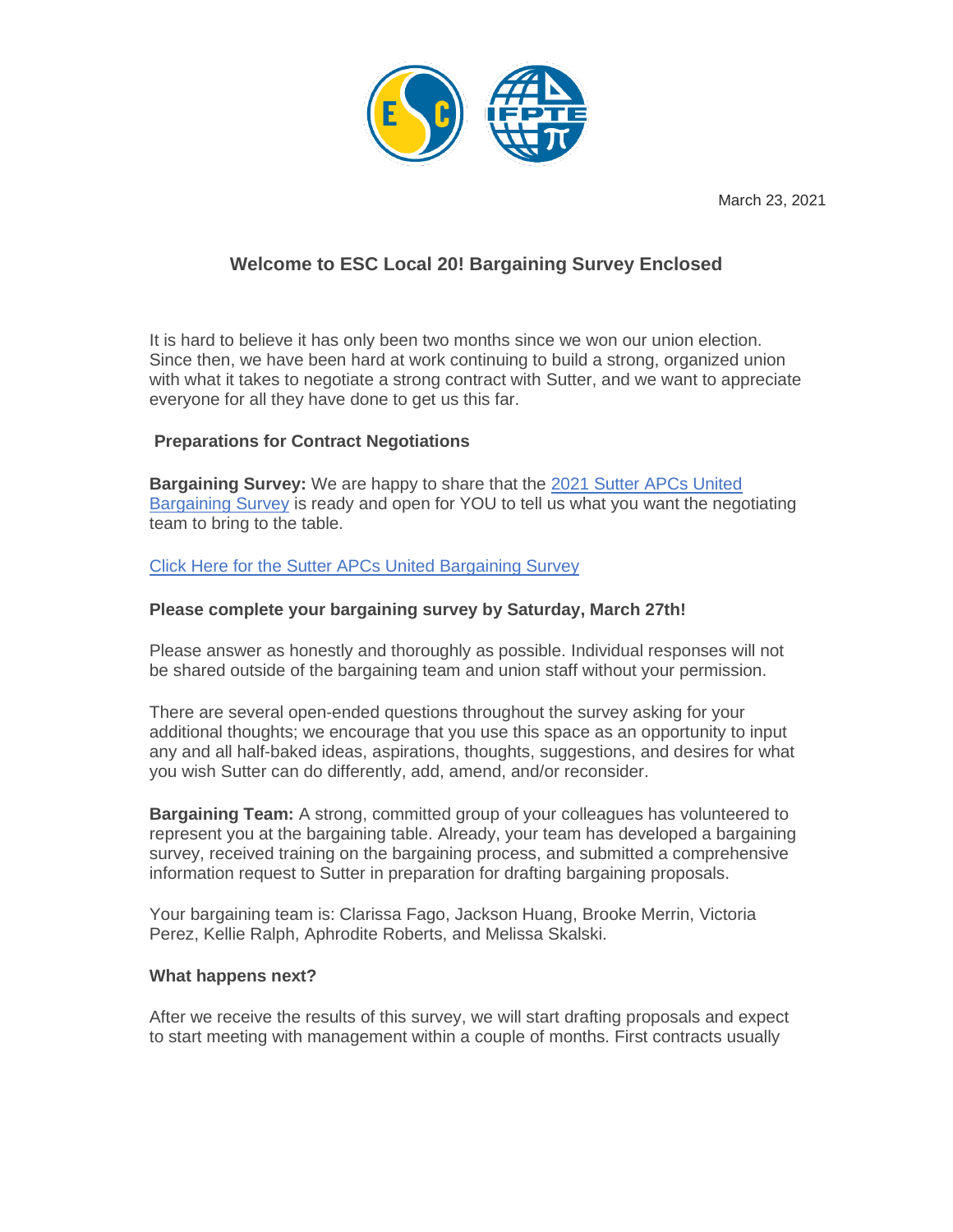March 23, 2021

# Welcome to ESC Local 20! Bargaining Survey Enclosed

It is hard to believe it has only been two months since we won our union election. Since then, we have been hard at work continuing to build a strong, organized union with what it takes to negotiate a strong contract with Sutter, and we want to appreciate everyone for all they have done to get us this far.

## Preparations for Contract Negotiations

**Bargaining Survey:** We are happy to share that the [2021 Sutter APCs United Bargaining Survey]() is ready and open for YOU to tell us what you want the negotiating team to bring to the table.

[Click Here for the Sutter APCs United Bargaining Survey]()

**Please complete your bargaining survey by Saturday, March 27th!**

Please answer as honestly and thoroughly as possible. Individual responses will not be shared outside of the bargaining team and union staff without your permission.

There are several open-ended questions throughout the survey asking for your additional thoughts; we encourage that you use this space as an opportunity to input any and all half-baked ideas, aspirations, thoughts, suggestions, and desires for what you wish Sutter can do differently, add, amend, and/or reconsider.

**Bargaining Team:** A strong, committed group of your colleagues has volunteered to represent you at the bargaining table. Already, your team has developed a bargaining survey, received training on the bargaining process, and submitted a comprehensive information request to Sutter in preparation for drafting bargaining proposals.

Your bargaining team is: Clarissa Fago, Jackson Huang, Brooke Merrin, Victoria Perez, Kellie Ralph, Aphrodite Roberts, and Melissa Skalski.

## What happens next?

After we receive the results of this survey, we will start drafting proposals and expect to start meeting with management within a couple of months. First contracts usually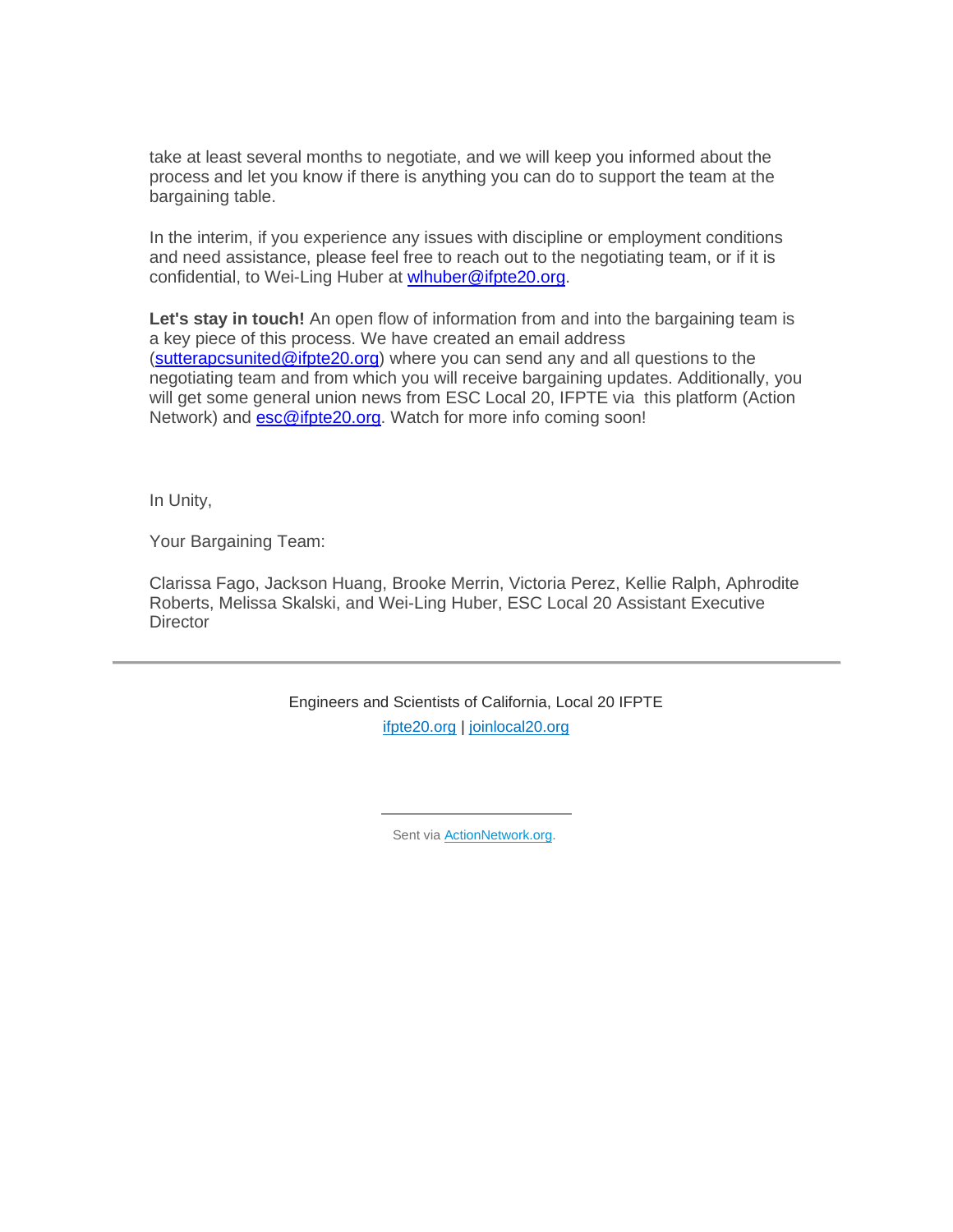take at least several months to negotiate, and we will keep you informed about the process and let you know if there is anything you can do to support the team at the bargaining table.

In the interim, if you experience any issues with discipline or employment conditions and need assistance, please feel free to reach out to the negotiating team, or if it is confidential, to Wei-Ling Huber at wlhuber@ifpte20.org.

**Let's stay in touch!** An open flow of information from and into the bargaining team is a key piece of this process. We have created an email address (sutterapcsunited@ifpte20.org) where you can send any and all questions to the negotiating team and from which you will receive bargaining updates. Additionally, you will get some general union news from ESC Local 20, IFPTE via this platform (Action Network) and esc@ifpte20.org. Watch for more info coming soon!

In Unity,

Your Bargaining Team:

Clarissa Fago, Jackson Huang, Brooke Merrin, Victoria Perez, Kellie Ralph, Aphrodite Roberts, Melissa Skalski, and Wei-Ling Huber, ESC Local 20 Assistant Executive Director

---

Engineers and Scientists of California, Local 20 IFPTE

ifpte20.org | joinlocal20.org

Sent via ActionNetwork.org.